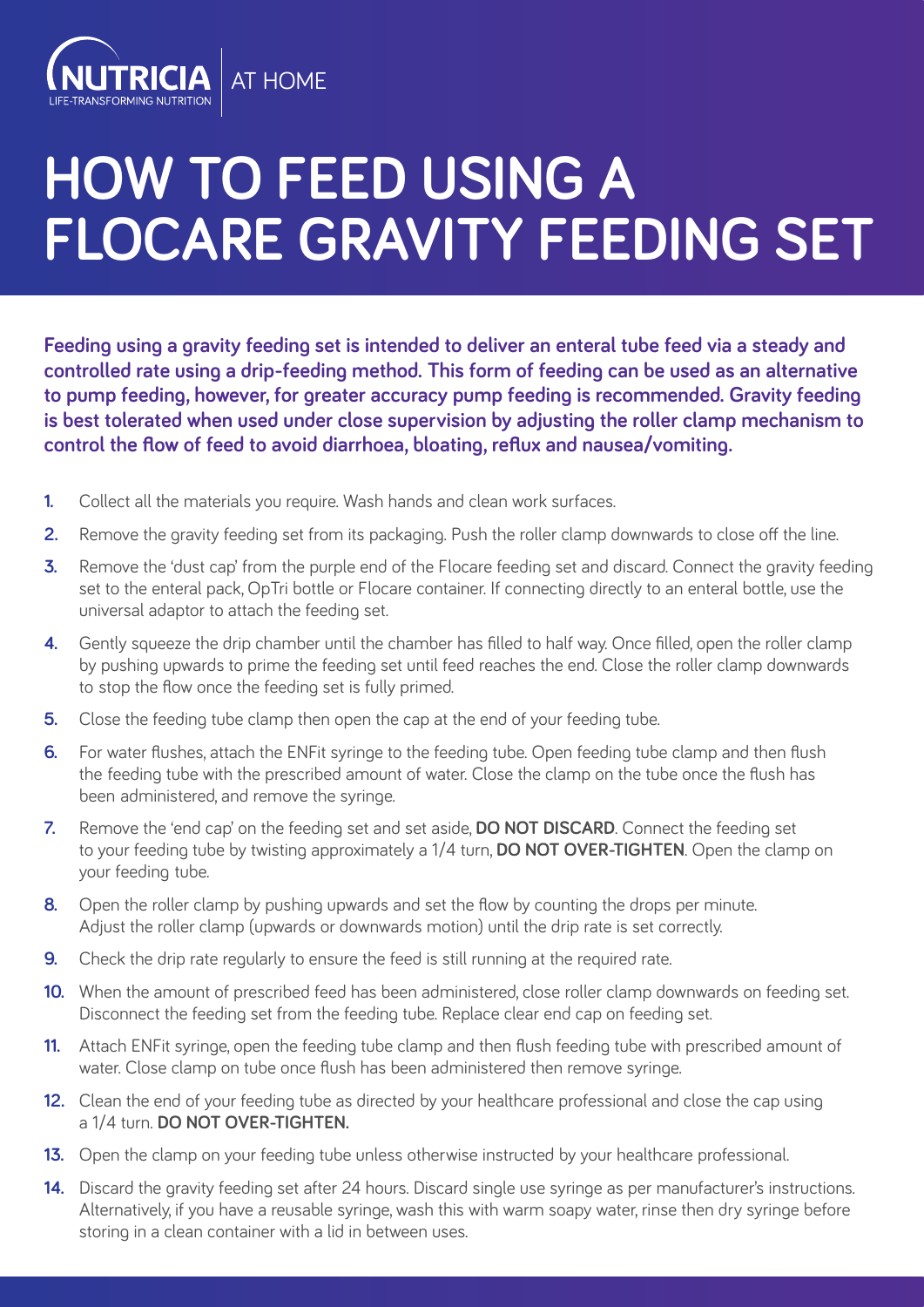NUTRICIA
LIFE-TRANSFORMING NUTRITION

AT HOME

# HOW TO FEED USING A FLOCARE GRAVITY FEEDING SET

**Feeding using a gravity feeding set is intended to deliver an enteral tube feed via a steady and controlled rate using a drip-feeding method. This form of feeding can be used as an alternative to pump feeding, however, for greater accuracy pump feeding is recommended. Gravity feeding is best tolerated when used under close supervision by adjusting the roller clamp mechanism to control the flow of feed to avoid diarrhoea, bloating, reflux and nausea/vomiting.**

1. Collect all the materials you require. Wash hands and clean work surfaces.
2. Remove the gravity feeding set from its packaging. Push the roller clamp downwards to close off the line.
3. Remove the 'dust cap' from the purple end of the Flocare feeding set and discard. Connect the gravity feeding set to the enteral pack, OpTri bottle or Flocare container. If connecting directly to an enteral bottle, use the universal adaptor to attach the feeding set.
4. Gently squeeze the drip chamber until the chamber has filled to half way. Once filled, open the roller clamp by pushing upwards to prime the feeding set until feed reaches the end. Close the roller clamp downwards to stop the flow once the feeding set is fully primed.
5. Close the feeding tube clamp then open the cap at the end of your feeding tube.
6. For water flushes, attach the ENFit syringe to the feeding tube. Open feeding tube clamp and then flush the feeding tube with the prescribed amount of water. Close the clamp on the tube once the flush has been administered, and remove the syringe.
7. Remove the 'end cap' on the feeding set and set aside, **DO NOT DISCARD**. Connect the feeding set to your feeding tube by twisting approximately a 1/4 turn, **DO NOT OVER-TIGHTEN**. Open the clamp on your feeding tube.
8. Open the roller clamp by pushing upwards and set the flow by counting the drops per minute. Adjust the roller clamp (upwards or downwards motion) until the drip rate is set correctly.
9. Check the drip rate regularly to ensure the feed is still running at the required rate.
10. When the amount of prescribed feed has been administered, close roller clamp downwards on feeding set. Disconnect the feeding set from the feeding tube. Replace clear end cap on feeding set.
11. Attach ENFit syringe, open the feeding tube clamp and then flush feeding tube with prescribed amount of water. Close clamp on tube once flush has been administered then remove syringe.
12. Clean the end of your feeding tube as directed by your healthcare professional and close the cap using a 1/4 turn. **DO NOT OVER-TIGHTEN.**
13. Open the clamp on your feeding tube unless otherwise instructed by your healthcare professional.
14. Discard the gravity feeding set after 24 hours. Discard single use syringe as per manufacturer's instructions. Alternatively, if you have a reusable syringe, wash this with warm soapy water, rinse then dry syringe before storing in a clean container with a lid in between uses.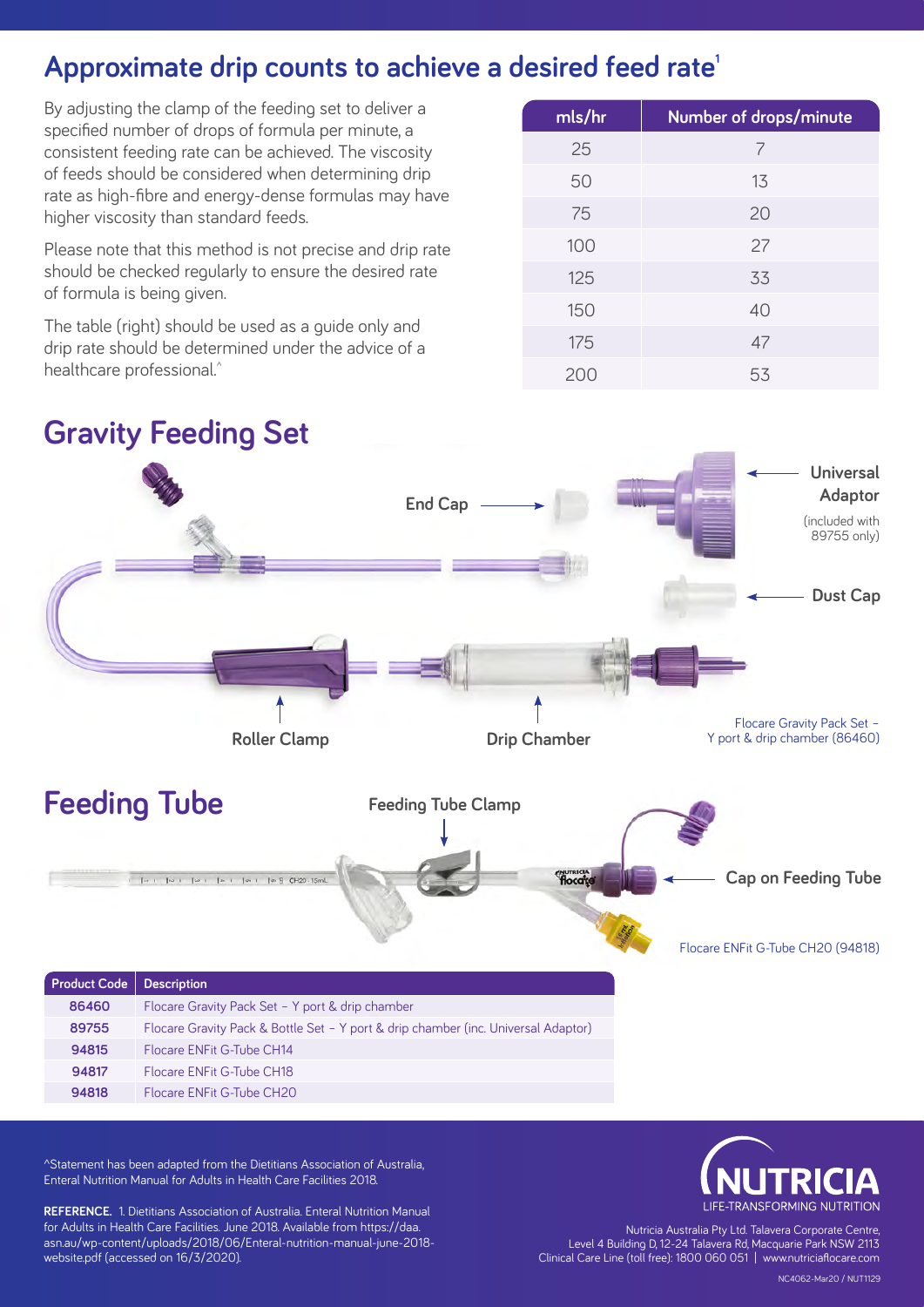## Approximate drip counts to achieve a desired feed rate[1]

By adjusting the clamp of the feeding set to deliver a specified number of drops of formula per minute, a consistent feeding rate can be achieved. The viscosity of feeds should be considered when determining drip rate as high-fibre and energy-dense formulas may have higher viscosity than standard feeds.

Please note that this method is not precise and drip rate should be checked regularly to ensure the desired rate of formula is being given.

The table (right) should be used as a guide only and drip rate should be determined under the advice of a healthcare professional.^

| mls/hr | Number of drops/minute |
|---|---|
| 25 | 7 |
| 50 | 13 |
| 75 | 20 |
| 100 | 27 |
| 125 | 33 |
| 150 | 40 |
| 175 | 47 |
| 200 | 53 |

## Gravity Feeding Set

End Cap

Universal Adaptor (included with 89755 only)

Dust Cap

Roller Clamp

Drip Chamber

Flocare Gravity Pack Set – Y port & drip chamber (86460)

## Feeding Tube

Feeding Tube Clamp

Cap on Feeding Tube

Flocare ENFit G-Tube CH20 (94818)

| Product Code | Description |
|---|---|
| 86460 | Flocare Gravity Pack Set – Y port & drip chamber |
| 89755 | Flocare Gravity Pack & Bottle Set – Y port & drip chamber (inc. Universal Adaptor) |
| 94815 | Flocare ENFit G-Tube CH14 |
| 94817 | Flocare ENFit G-Tube CH18 |
| 94818 | Flocare ENFit G-Tube CH20 |

^Statement has been adapted from the Dietitians Association of Australia, Enteral Nutrition Manual for Adults in Health Care Facilities 2018.

**REFERENCE.** 1. Dietitians Association of Australia. Enteral Nutrition Manual for Adults in Health Care Facilities. June 2018. Available from https://daa.asn.au/wp-content/uploads/2018/06/Enteral-nutrition-manual-june-2018-website.pdf (accessed on 16/3/2020).

NUTRICIA
LIFE-TRANSFORMING NUTRITION

Nutricia Australia Pty Ltd. Talavera Corporate Centre,
Level 4 Building D, 12-24 Talavera Rd, Macquarie Park NSW 2113
Clinical Care Line (toll free): 1800 060 051 | www.nutriciaflocare.com

NC4062-Mar20 / NUT1129